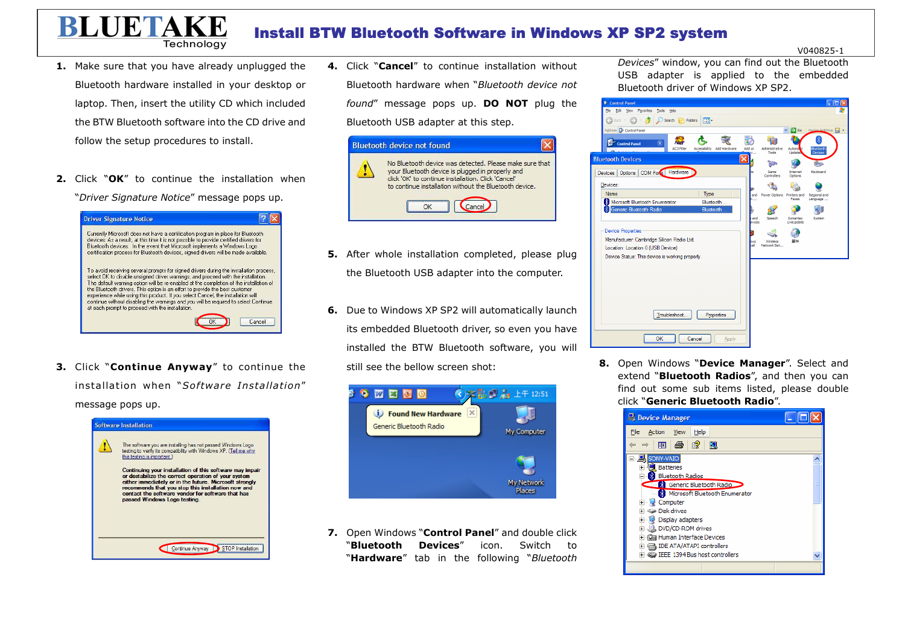# BLUETAKE Technology

# Install BTW Bluetooth Software in Windows XP SP2 system

V040825-1

1. Make sure that you have already unplugged the Bluetooth hardware installed in your desktop or laptop. Then, insert the utility CD which included the BTW Bluetooth software into the CD drive and follow the setup procedures to install.

2. Click "**OK**" to continue the installation when "*Driver Signature Notice*" message pops up.

3. Click "**Continue Anyway**" to continue the installation when "*Software Installation*" message pops up.

4. Click "**Cancel**" to continue installation without Bluetooth hardware when "*Bluetooth device not found*" message pops up. **DO NOT** plug the Bluetooth USB adapter at this step.

5. After whole installation completed, please plug the Bluetooth USB adapter into the computer.

6. Due to Windows XP SP2 will automatically launch its embedded Bluetooth driver, so even you have installed the BTW Bluetooth software, you will still see the bellow screen shot:

7. Open Windows "**Control Panel**" and double click "**Bluetooth Devices**" icon. Switch to "**Hardware**" tab in the following "*Bluetooth Devices*" window, you can find out the Bluetooth USB adapter is applied to the embedded Bluetooth driver of Windows XP SP2.

8. Open Windows "**Device Manager**". Select and extend "**Bluetooth Radios**", and then you can find out some sub items listed, please double click "**Generic Bluetooth Radio**".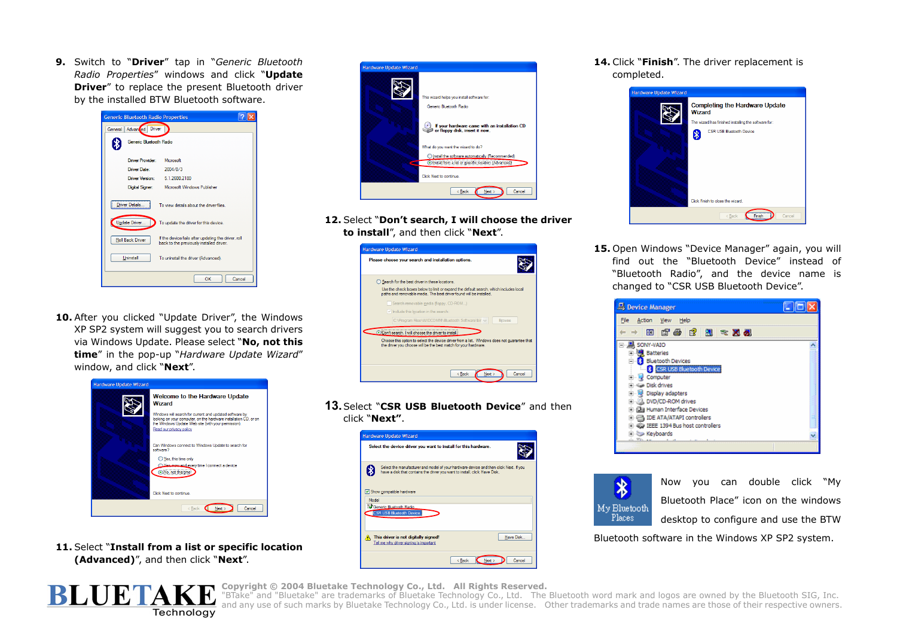**9.** Switch to “**Driver**” tap in “*Generic Bluetooth Radio Properties*” windows and click “**Update Driver**” to replace the present Bluetooth driver by the installed BTW Bluetooth software.

**10.** After you clicked “Update Driver”, the Windows XP SP2 system will suggest you to search drivers via Windows Update. Please select “**No, not this time**” in the pop-up “*Hardware Update Wizard*” window, and click “**Next**”.

**11.** Select “**Install from a list or specific location (Advanced)**”, and then click “**Next**”.

**12.** Select “**Don’t search, I will choose the driver to install**”, and then click “**Next**”.

**13.** Select “**CSR USB Bluetooth Device**” and then click “**Next”**.

**14.** Click “**Finish**”. The driver replacement is completed.

**15.** Open Windows “Device Manager” again, you will find out the “Bluetooth Device” instead of “Bluetooth Radio”, and the device name is changed to “CSR USB Bluetooth Device”.

Now you can double click “My Bluetooth Place” icon on the windows desktop to configure and use the BTW Bluetooth software in the Windows XP SP2 system.

**Copyright © 2004 Bluetake Technology Co., Ltd. All Rights Reserved.**
"BTake" and "Bluetake" are trademarks of Bluetake Technology Co., Ltd. The Bluetooth word mark and logos are owned by the Bluetooth SIG, Inc. and any use of such marks by Bluetake Technology Co., Ltd. is under license. Other trademarks and trade names are those of their respective owners.